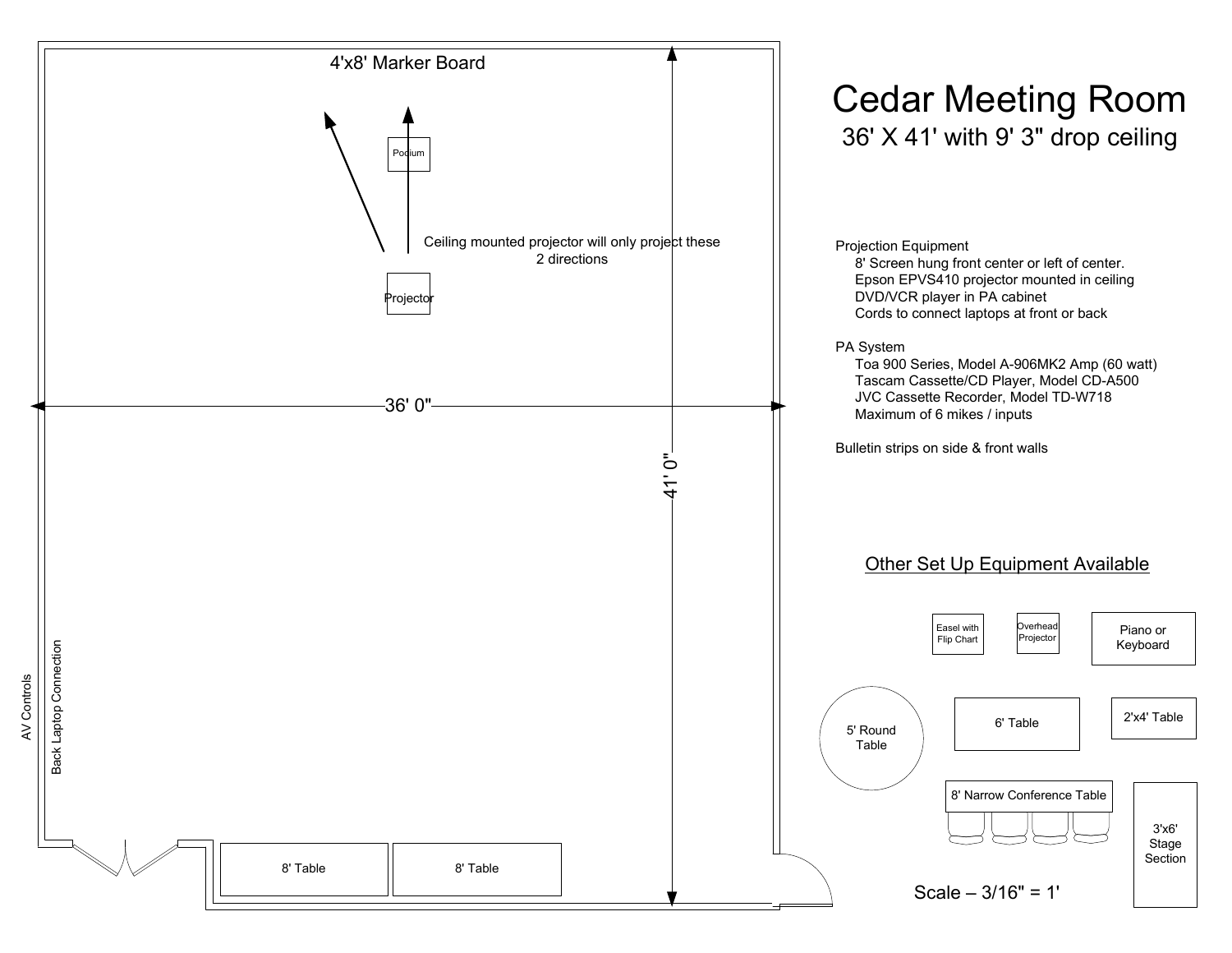# Cedar Meeting Room

## 36' X 41' with 9' 3" drop ceiling

4'x8' Marker Board

Podium

Ceiling mounted projector will only project these 2 directions

Projector

36' 0"

41' 0"

AV Controls

Back Laptop Connection

8' Table

8' Table

Projection Equipment
- 8' Screen hung front center or left of center.
- Epson EPVS410 projector mounted in ceiling
- DVD/VCR player in PA cabinet
- Cords to connect laptops at front or back

PA System
- Toa 900 Series, Model A-906MK2 Amp (60 watt)
- Tascam Cassette/CD Player, Model CD-A500
- JVC Cassette Recorder, Model TD-W718
- Maximum of 6 mikes / inputs

Bulletin strips on side & front walls

<u>Other Set Up Equipment Available</u>

Easel with Flip Chart

Overhead Projector

Piano or Keyboard

5' Round Table

6' Table

2'x4' Table

8' Narrow Conference Table

3'x6' Stage Section

Scale – 3/16" = 1'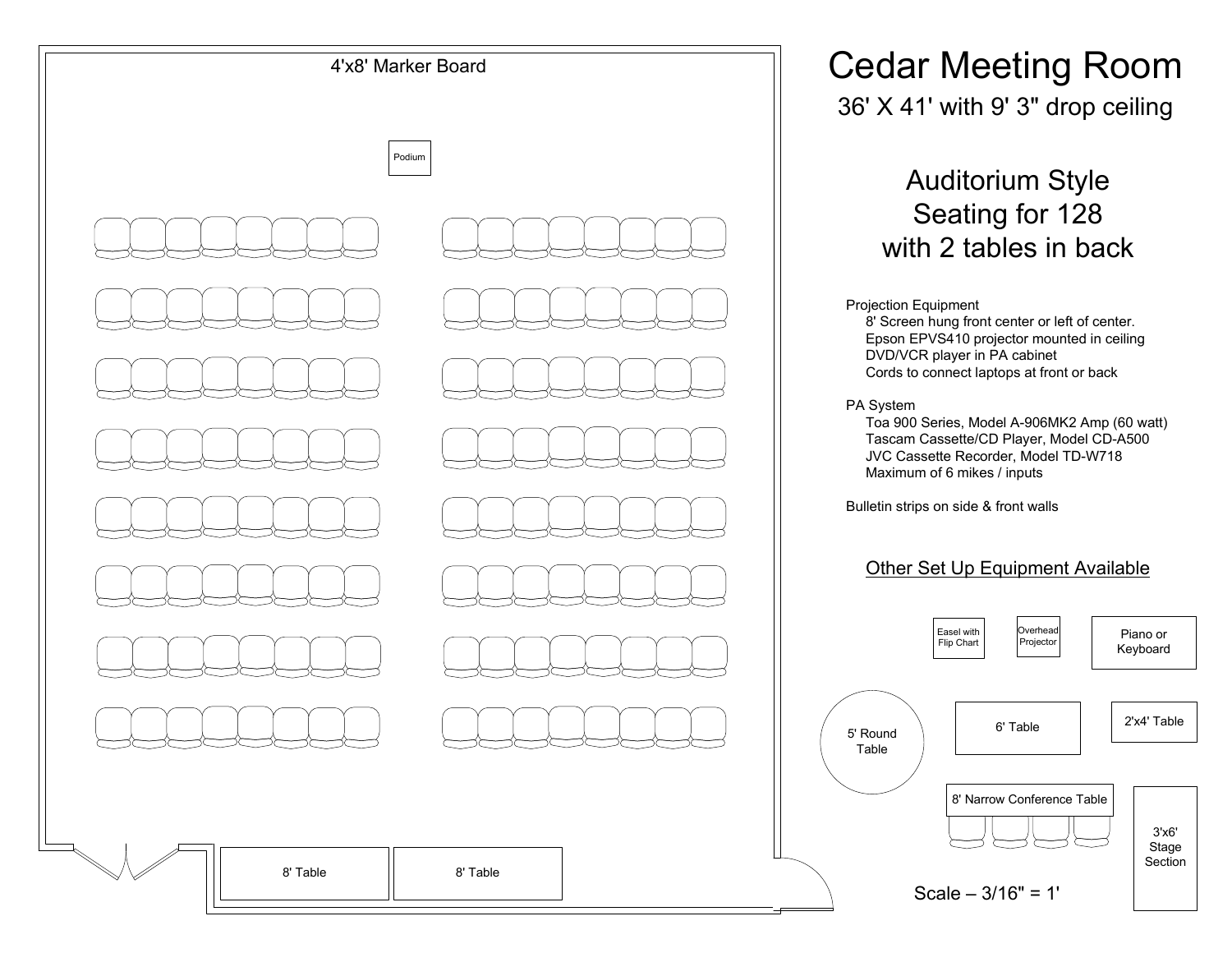# Cedar Meeting Room

36' X 41' with 9' 3" drop ceiling

## Auditorium Style Seating for 128 with 2 tables in back

4'x8' Marker Board

Podium

8' Table

8' Table

Projection Equipment
- 8' Screen hung front center or left of center.
- Epson EPVS410 projector mounted in ceiling
- DVD/VCR player in PA cabinet
- Cords to connect laptops at front or back

PA System
- Toa 900 Series, Model A-906MK2 Amp (60 watt)
- Tascam Cassette/CD Player, Model CD-A500
- JVC Cassette Recorder, Model TD-W718
- Maximum of 6 mikes / inputs

Bulletin strips on side & front walls

### Other Set Up Equipment Available

Easel with Flip Chart

Overhead Projector

Piano or Keyboard

5' Round Table

6' Table

2'x4' Table

8' Narrow Conference Table

3'x6' Stage Section

Scale – 3/16" = 1'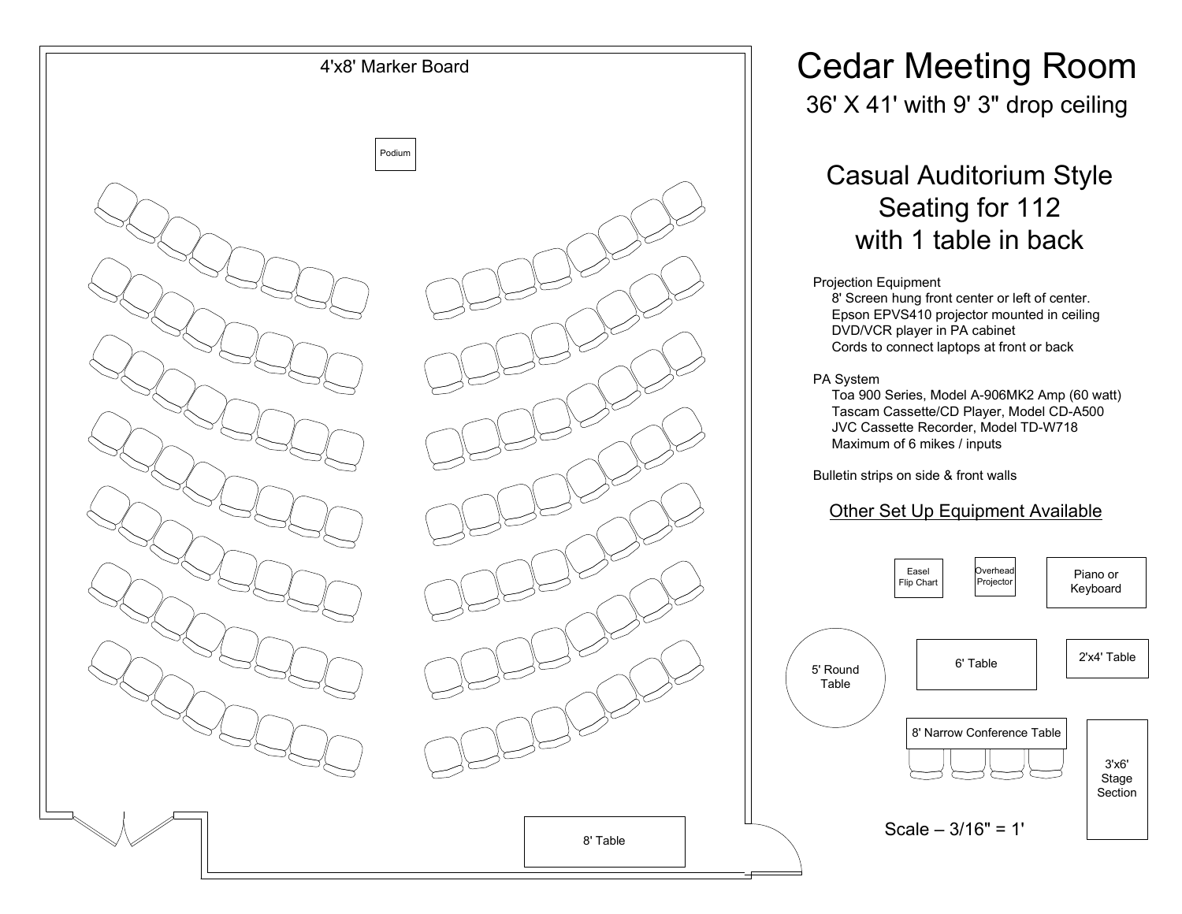# Cedar Meeting Room

36' X 41' with 9' 3" drop ceiling

## Casual Auditorium Style Seating for 112 with 1 table in back

Projection Equipment
- 8' Screen hung front center or left of center.
- Epson EPVS410 projector mounted in ceiling
- DVD/VCR player in PA cabinet
- Cords to connect laptops at front or back

PA System
- Toa 900 Series, Model A-906MK2 Amp (60 watt)
- Tascam Cassette/CD Player, Model CD-A500
- JVC Cassette Recorder, Model TD-W718
- Maximum of 6 mikes / inputs

Bulletin strips on side & front walls

Other Set Up Equipment Available

Easel Flip Chart

Overhead Projector

Piano or Keyboard

5' Round Table

6' Table

2'x4' Table

8' Narrow Conference Table

3'x6' Stage Section

Scale – 3/16" = 1'

4'x8' Marker Board

Podium

8' Table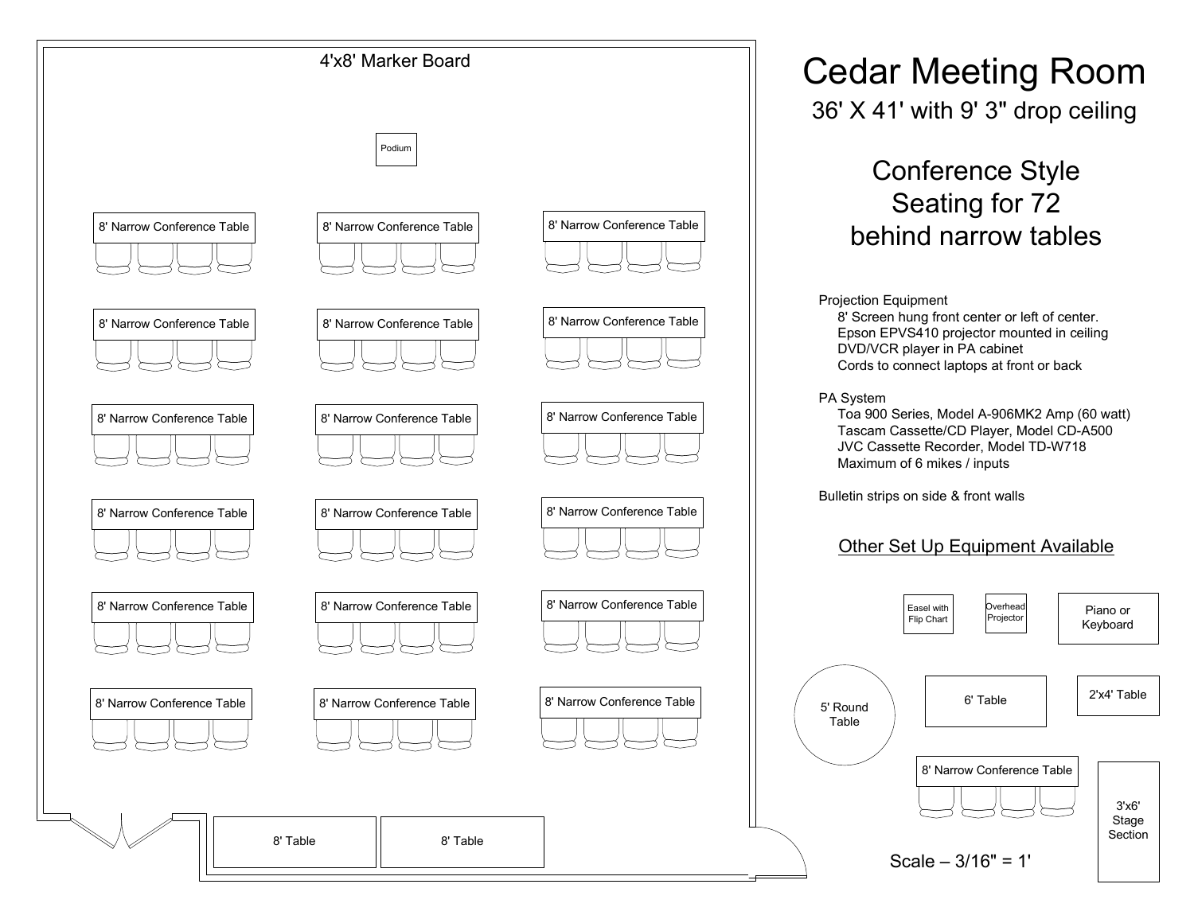# Cedar Meeting Room

36' X 41' with 9' 3" drop ceiling

## Conference Style Seating for 72 behind narrow tables

Projection Equipment
- 8' Screen hung front center or left of center.
- Epson EPVS410 projector mounted in ceiling
- DVD/VCR player in PA cabinet
- Cords to connect laptops at front or back

PA System
- Toa 900 Series, Model A-906MK2 Amp (60 watt)
- Tascam Cassette/CD Player, Model CD-A500
- JVC Cassette Recorder, Model TD-W718
- Maximum of 6 mikes / inputs

Bulletin strips on side & front walls

<u>Other Set Up Equipment Available</u>

Easel with Flip Chart

Overhead Projector

Piano or Keyboard

5' Round Table

6' Table

2'x4' Table

8' Narrow Conference Table

3'x6' Stage Section

Scale – 3/16" = 1'

4'x8' Marker Board

Podium

8' Narrow Conference Table (×18)

8' Table

8' Table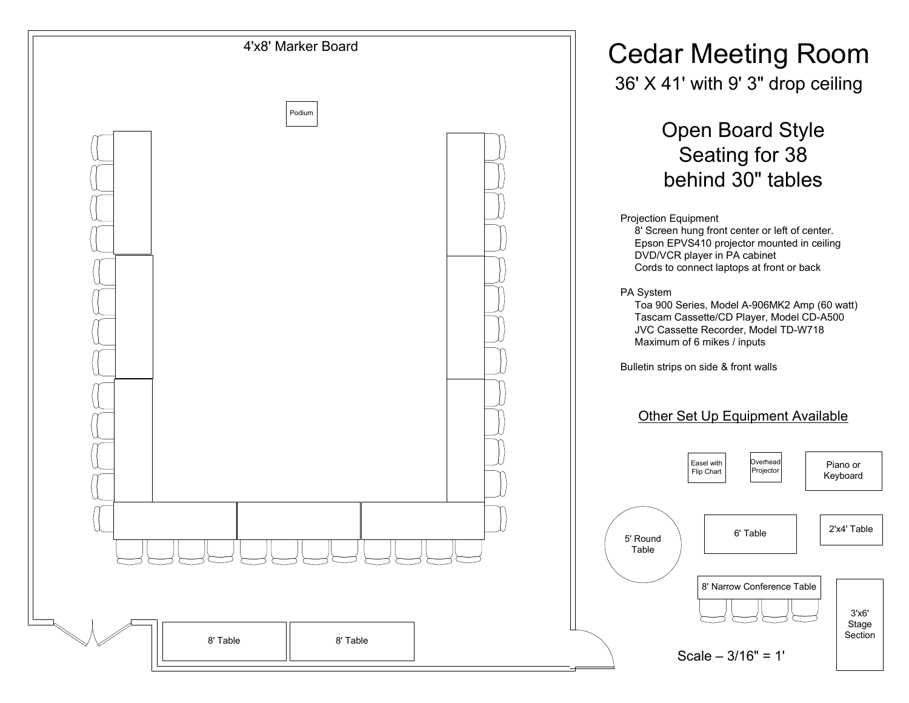# Cedar Meeting Room

36' X 41' with 9' 3" drop ceiling

## Open Board Style
## Seating for 38
## behind 30" tables

4'x8' Marker Board

Podium

8' Table

8' Table

Projection Equipment
- 8' Screen hung front center or left of center.
- Epson EPVS410 projector mounted in ceiling
- DVD/VCR player in PA cabinet
- Cords to connect laptops at front or back

PA System
- Toa 900 Series, Model A-906MK2 Amp (60 watt)
- Tascam Cassette/CD Player, Model CD-A500
- JVC Cassette Recorder, Model TD-W718
- Maximum of 6 mikes / inputs

Bulletin strips on side & front walls

### Other Set Up Equipment Available

Easel with Flip Chart

Overhead Projector

Piano or Keyboard

5' Round Table

6' Table

2'x4' Table

8' Narrow Conference Table

3'x6' Stage Section

Scale – 3/16" = 1'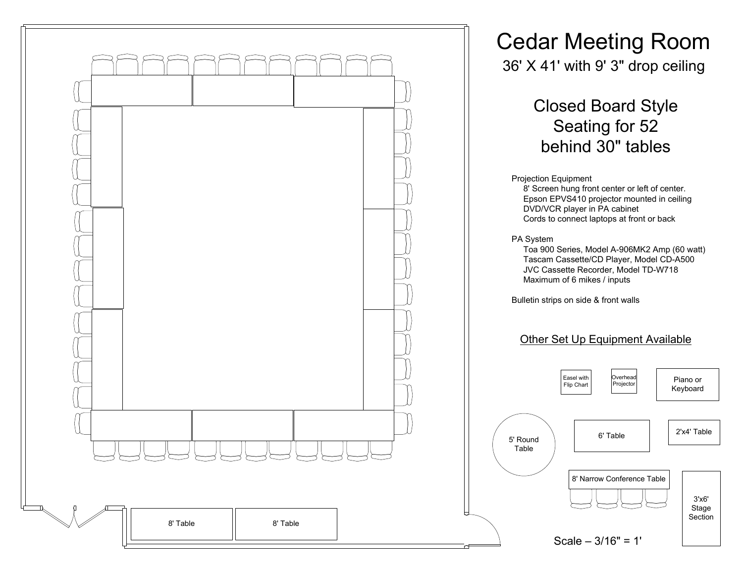# Cedar Meeting Room

36' X 41' with 9' 3" drop ceiling

## Closed Board Style Seating for 52 behind 30" tables

Projection Equipment
- 8' Screen hung front center or left of center.
- Epson EPVS410 projector mounted in ceiling
- DVD/VCR player in PA cabinet
- Cords to connect laptops at front or back

PA System
- Toa 900 Series, Model A-906MK2 Amp (60 watt)
- Tascam Cassette/CD Player, Model CD-A500
- JVC Cassette Recorder, Model TD-W718
- Maximum of 6 mikes / inputs

Bulletin strips on side & front walls

8' Table

8' Table

### Other Set Up Equipment Available

- Easel with Flip Chart
- Overhead Projector
- Piano or Keyboard
- 5' Round Table
- 6' Table
- 2'x4' Table
- 8' Narrow Conference Table
- 3'x6' Stage Section

Scale – 3/16" = 1'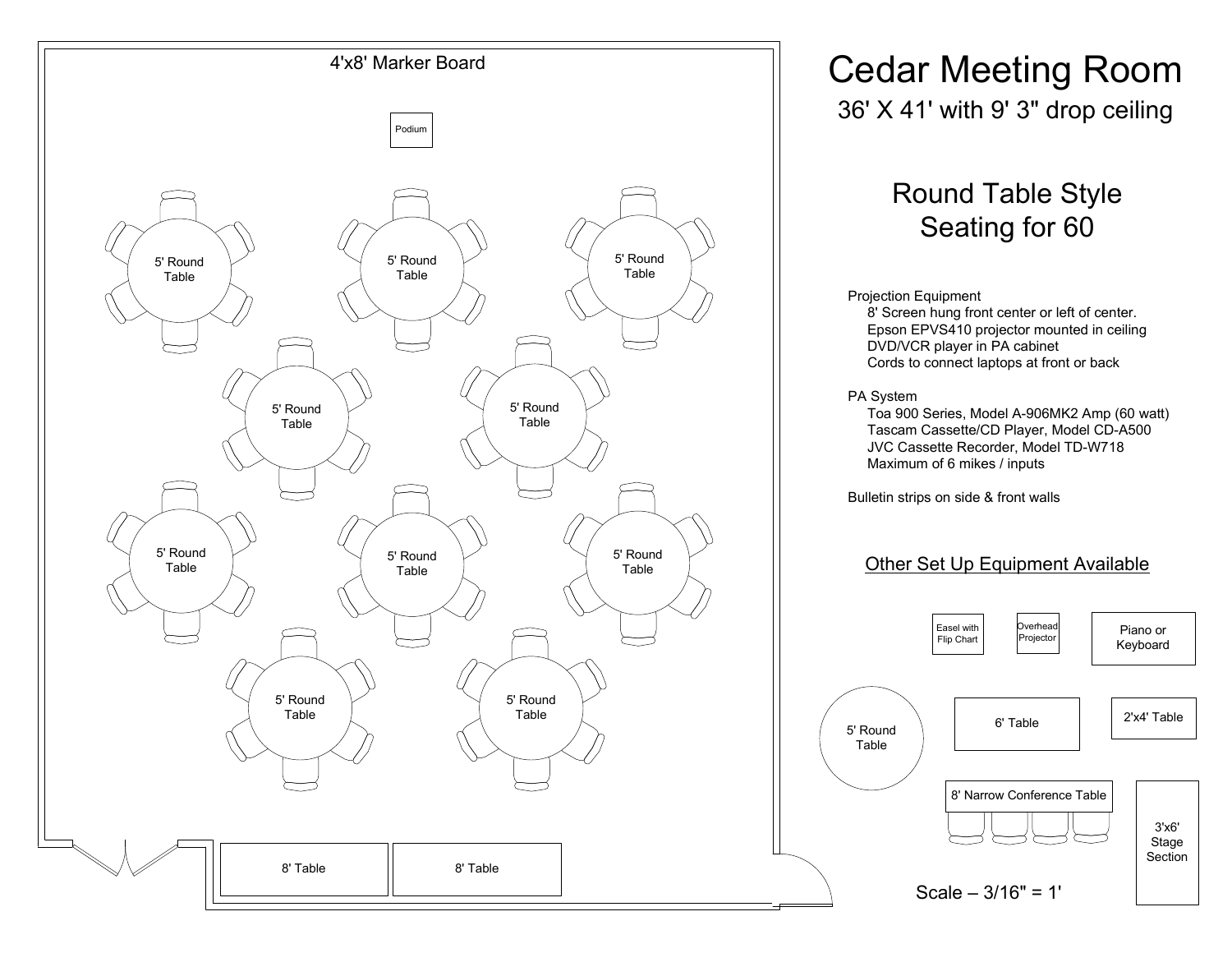# Cedar Meeting Room

36' X 41' with 9' 3" drop ceiling

## Round Table Style
## Seating for 60

4'x8' Marker Board

Podium

5' Round Table

5' Round Table

5' Round Table

5' Round Table

5' Round Table

5' Round Table

5' Round Table

5' Round Table

5' Round Table

5' Round Table

8' Table

8' Table

Projection Equipment
- 8' Screen hung front center or left of center.
- Epson EPVS410 projector mounted in ceiling
- DVD/VCR player in PA cabinet
- Cords to connect laptops at front or back

PA System
- Toa 900 Series, Model A-906MK2 Amp (60 watt)
- Tascam Cassette/CD Player, Model CD-A500
- JVC Cassette Recorder, Model TD-W718
- Maximum of 6 mikes / inputs

Bulletin strips on side & front walls

### Other Set Up Equipment Available

Easel with Flip Chart

Overhead Projector

Piano or Keyboard

5' Round Table

6' Table

2'x4' Table

8' Narrow Conference Table

3'x6' Stage Section

Scale – 3/16" = 1'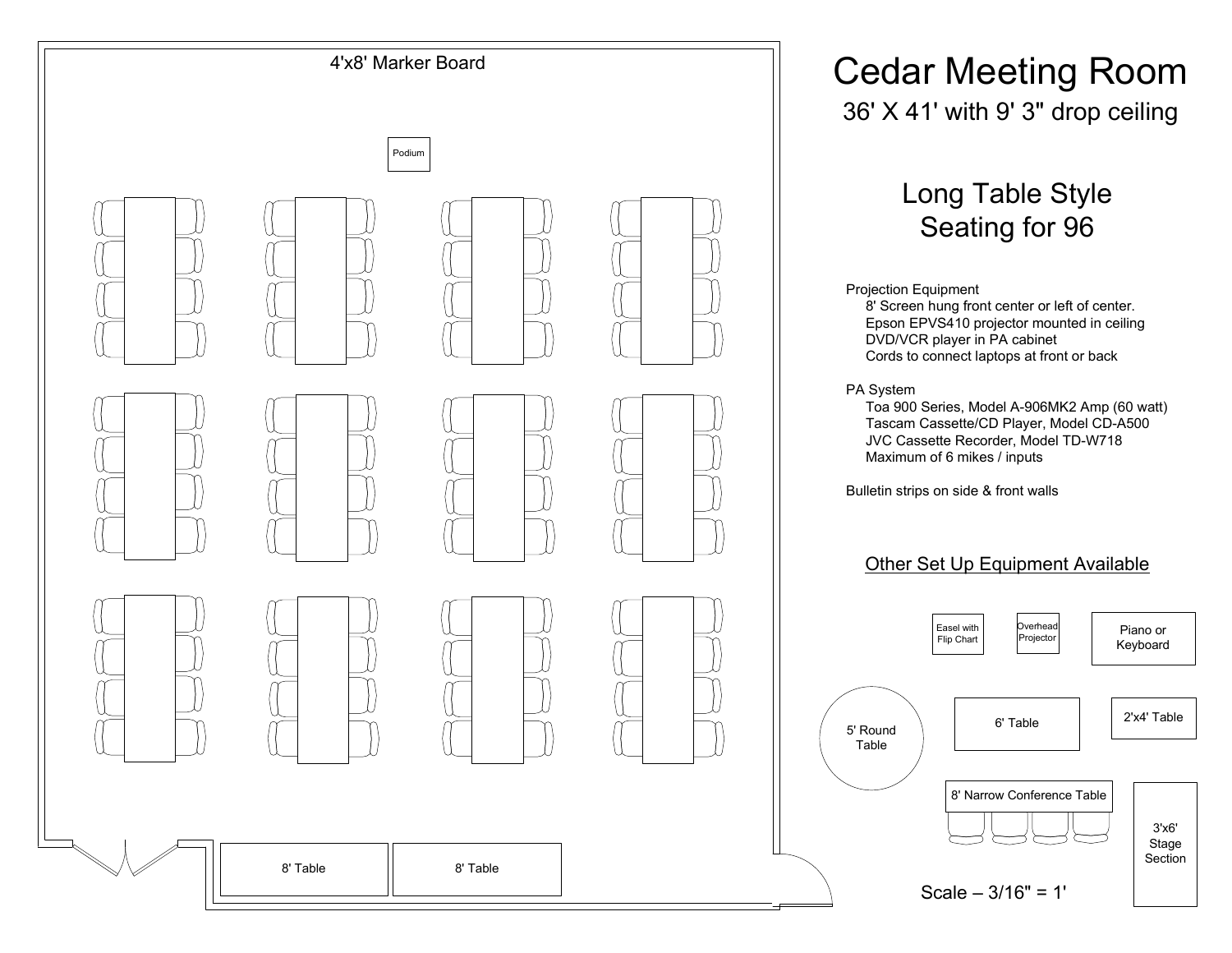# Cedar Meeting Room

36' X 41' with 9' 3" drop ceiling

## Long Table Style
## Seating for 96

4'x8' Marker Board

Podium

8' Table

8' Table

Projection Equipment
- 8' Screen hung front center or left of center.
- Epson EPVS410 projector mounted in ceiling
- DVD/VCR player in PA cabinet
- Cords to connect laptops at front or back

PA System
- Toa 900 Series, Model A-906MK2 Amp (60 watt)
- Tascam Cassette/CD Player, Model CD-A500
- JVC Cassette Recorder, Model TD-W718
- Maximum of 6 mikes / inputs

Bulletin strips on side & front walls

Other Set Up Equipment Available

- Easel with Flip Chart
- Overhead Projector
- Piano or Keyboard
- 5' Round Table
- 6' Table
- 2'x4' Table
- 8' Narrow Conference Table
- 3'x6' Stage Section

Scale – 3/16" = 1'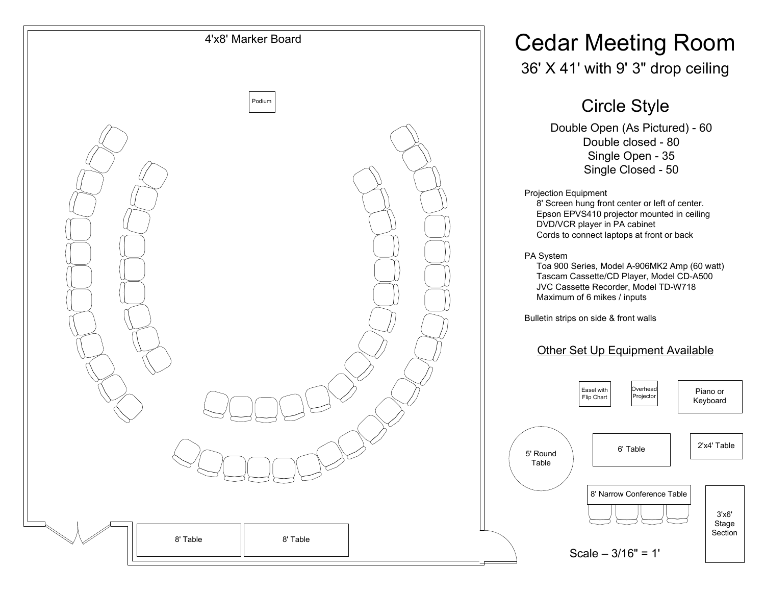# Cedar Meeting Room

36' X 41' with 9' 3" drop ceiling

## Circle Style

Double Open (As Pictured) - 60
Double closed - 80
Single Open - 35
Single Closed - 50

Projection Equipment
- 8' Screen hung front center or left of center.
- Epson EPVS410 projector mounted in ceiling
- DVD/VCR player in PA cabinet
- Cords to connect laptops at front or back

PA System
- Toa 900 Series, Model A-906MK2 Amp (60 watt)
- Tascam Cassette/CD Player, Model CD-A500
- JVC Cassette Recorder, Model TD-W718
- Maximum of 6 mikes / inputs

Bulletin strips on side & front walls

Other Set Up Equipment Available

Easel with Flip Chart

Overhead Projector

Piano or Keyboard

5' Round Table

6' Table

2'x4' Table

8' Narrow Conference Table

3'x6' Stage Section

Scale – 3/16" = 1'

4'x8' Marker Board

Podium

8' Table

8' Table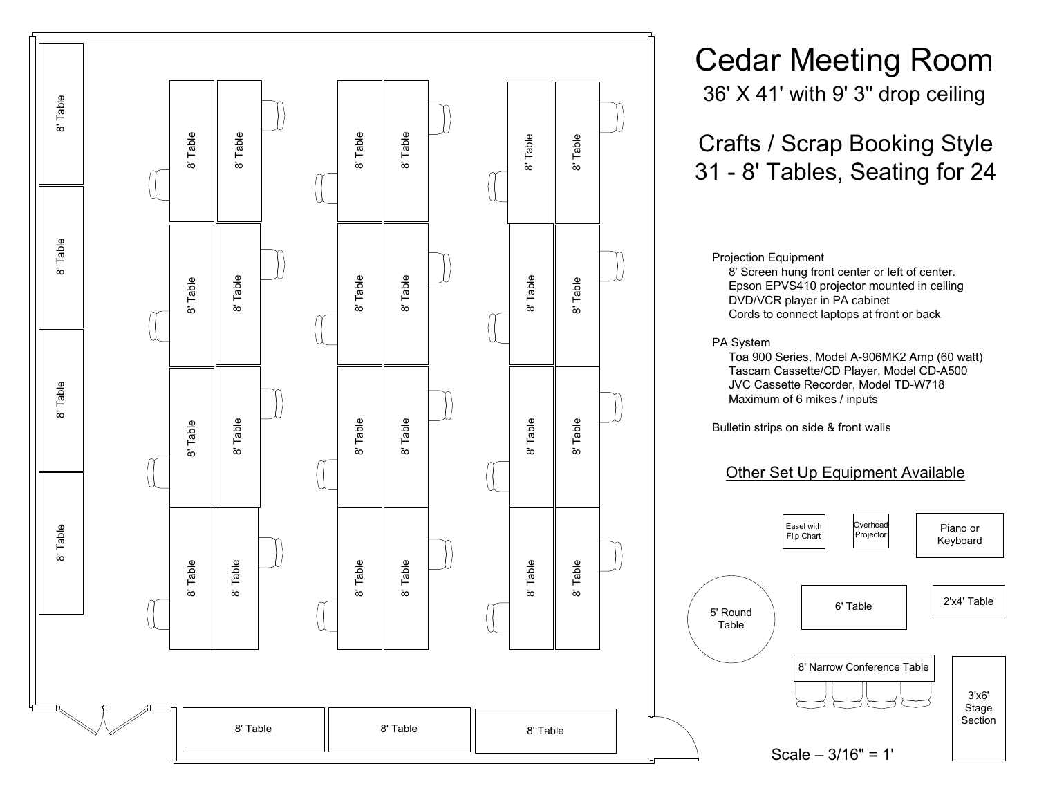# Cedar Meeting Room

36' X 41' with 9' 3" drop ceiling

## Crafts / Scrap Booking Style

## 31 - 8' Tables, Seating for 24

8' Table

8' Table

8' Table

8' Table

8' Table

8' Table

8' Table

8' Table

8' Table

8' Table

8' Table

8' Table

8' Table

8' Table

8' Table

8' Table

8' Table

8' Table

8' Table

8' Table

8' Table

8' Table

8' Table

8' Table

8' Table

8' Table

8' Table

8' Table

8' Table

8' Table

8' Table

Projection Equipment

- 8' Screen hung front center or left of center.
- Epson EPVS410 projector mounted in ceiling
- DVD/VCR player in PA cabinet
- Cords to connect laptops at front or back

PA System

- Toa 900 Series, Model A-906MK2 Amp (60 watt)
- Tascam Cassette/CD Player, Model CD-A500
- JVC Cassette Recorder, Model TD-W718
- Maximum of 6 mikes / inputs

Bulletin strips on side & front walls

Other Set Up Equipment Available

Easel with Flip Chart

Overhead Projector

Piano or Keyboard

5' Round Table

6' Table

2'x4' Table

8' Narrow Conference Table

3'x6' Stage Section

Scale – 3/16" = 1'